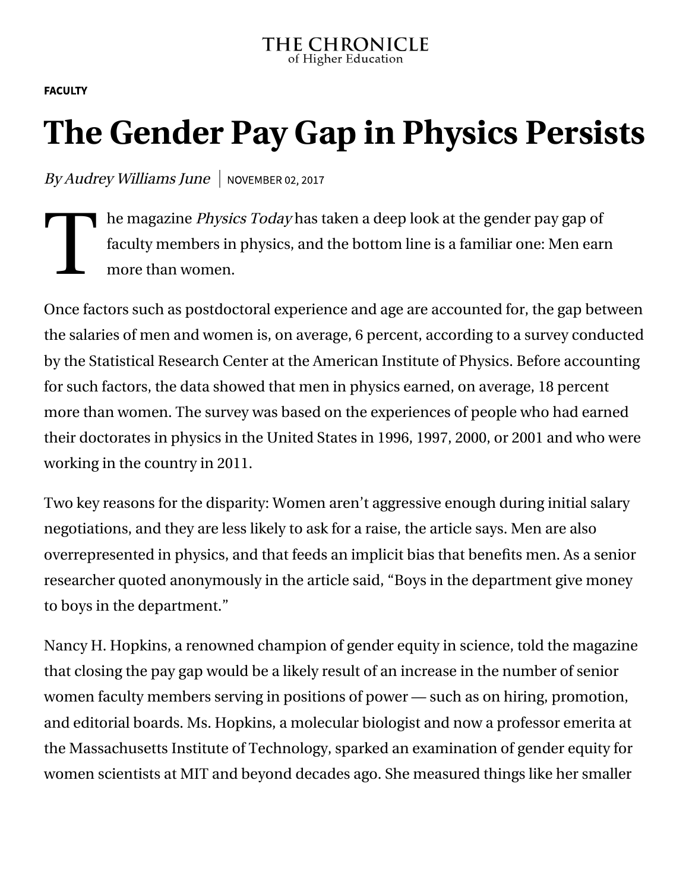THE CHRONICLE
of Higher Education

**FACULTY**

# The Gender Pay Gap in Physics Persists

*By Audrey Williams June* | NOVEMBER 02, 2017

The magazine *Physics Today* has taken a deep look at the gender pay gap of faculty members in physics, and the bottom line is a familiar one: Men earn more than women.

Once factors such as postdoctoral experience and age are accounted for, the gap between the salaries of men and women is, on average, 6 percent, according to a survey conducted by the Statistical Research Center at the American Institute of Physics. Before accounting for such factors, the data showed that men in physics earned, on average, 18 percent more than women. The survey was based on the experiences of people who had earned their doctorates in physics in the United States in 1996, 1997, 2000, or 2001 and who were working in the country in 2011.

Two key reasons for the disparity: Women aren't aggressive enough during initial salary negotiations, and they are less likely to ask for a raise, the article says. Men are also overrepresented in physics, and that feeds an implicit bias that benefits men. As a senior researcher quoted anonymously in the article said, "Boys in the department give money to boys in the department."

Nancy H. Hopkins, a renowned champion of gender equity in science, told the magazine that closing the pay gap would be a likely result of an increase in the number of senior women faculty members serving in positions of power — such as on hiring, promotion, and editorial boards. Ms. Hopkins, a molecular biologist and now a professor emerita at the Massachusetts Institute of Technology, sparked an examination of gender equity for women scientists at MIT and beyond decades ago. She measured things like her smaller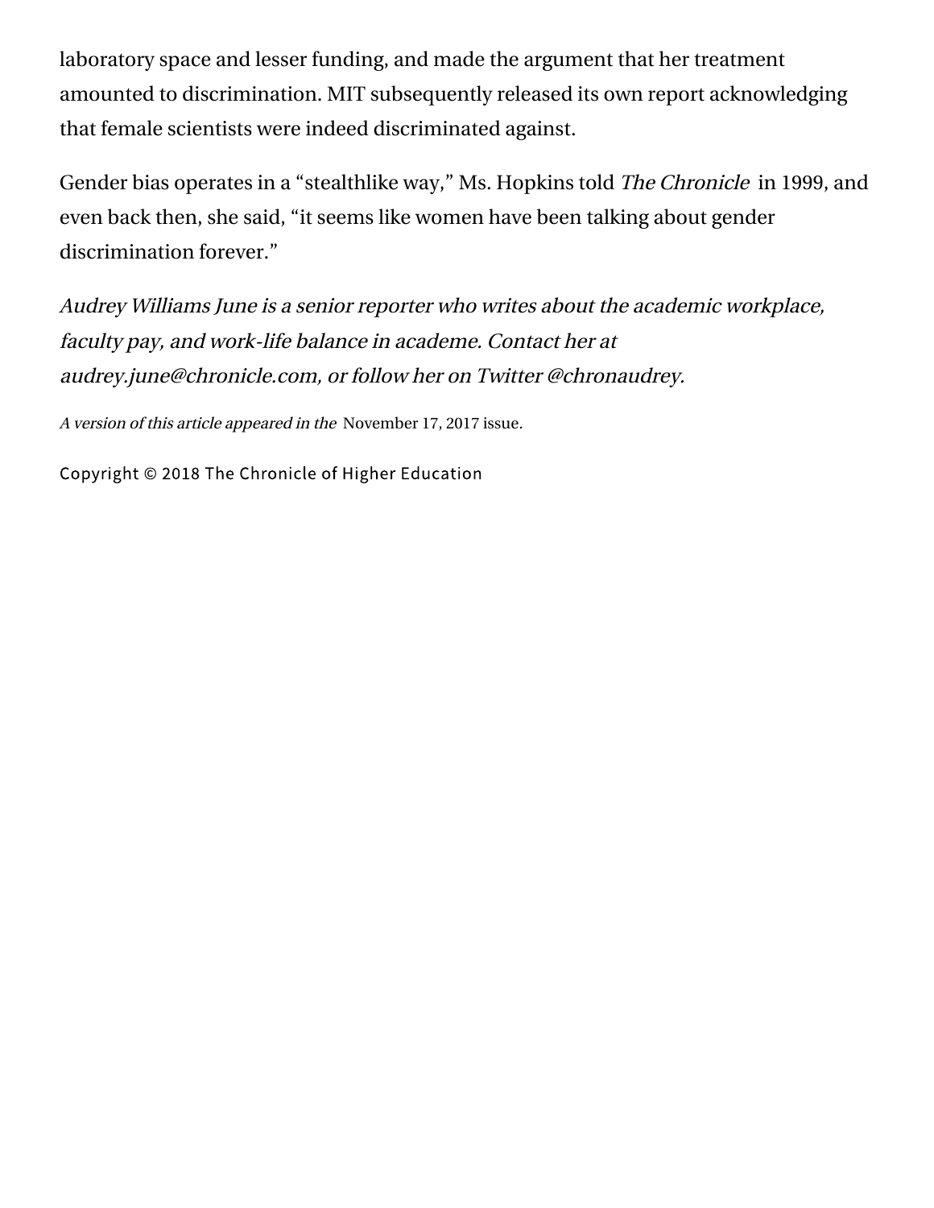laboratory space and lesser funding, and made the argument that her treatment amounted to discrimination. MIT subsequently released its own report acknowledging that female scientists were indeed discriminated against.

Gender bias operates in a "stealthlike way," Ms. Hopkins told *The Chronicle* in 1999, and even back then, she said, "it seems like women have been talking about gender discrimination forever."

*Audrey Williams June is a senior reporter who writes about the academic workplace, faculty pay, and work-life balance in academe. Contact her at audrey.june@chronicle.com, or follow her on Twitter @chronaudrey.*

*A version of this article appeared in the* November 17, 2017 issue.

Copyright © 2018 The Chronicle of Higher Education